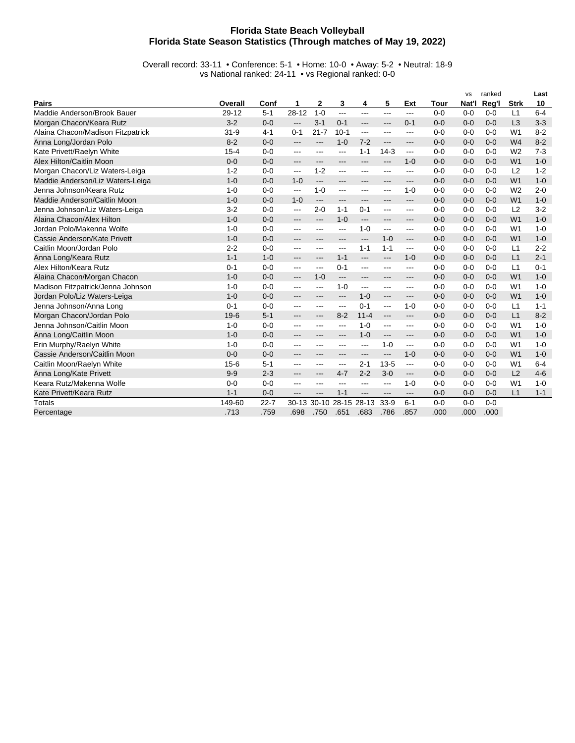# Florida State Beach Volleyball
## Florida State Season Statistics (Through matches of May 19, 2022)

Overall record: 33-11 • Conference: 5-1 • Home: 10-0 • Away: 5-2 • Neutral: 18-9
vs National ranked: 24-11 • vs Regional ranked: 0-0

| Pairs | Overall | Conf | 1 | 2 | 3 | 4 | 5 | Ext | Tour | vs Nat'l | ranked Reg'l | Strk | Last 10 |
|---|---|---|---|---|---|---|---|---|---|---|---|---|---|
| Maddie Anderson/Brook Bauer | 29-12 | 5-1 | 28-12 | 1-0 | --- | --- | --- | --- | 0-0 | 0-0 | 0-0 | L1 | 6-4 |
| Morgan Chacon/Keara Rutz | 3-2 | 0-0 | --- | 3-1 | 0-1 | --- | --- | 0-1 | 0-0 | 0-0 | 0-0 | L3 | 3-3 |
| Alaina Chacon/Madison Fitzpatrick | 31-9 | 4-1 | 0-1 | 21-7 | 10-1 | --- | --- | --- | 0-0 | 0-0 | 0-0 | W1 | 8-2 |
| Anna Long/Jordan Polo | 8-2 | 0-0 | --- | --- | 1-0 | 7-2 | --- | --- | 0-0 | 0-0 | 0-0 | W4 | 8-2 |
| Kate Privett/Raelyn White | 15-4 | 0-0 | --- | --- | --- | 1-1 | 14-3 | --- | 0-0 | 0-0 | 0-0 | W2 | 7-3 |
| Alex Hilton/Caitlin Moon | 0-0 | 0-0 | --- | --- | --- | --- | --- | 1-0 | 0-0 | 0-0 | 0-0 | W1 | 1-0 |
| Morgan Chacon/Liz Waters-Leiga | 1-2 | 0-0 | --- | 1-2 | --- | --- | --- | --- | 0-0 | 0-0 | 0-0 | L2 | 1-2 |
| Maddie Anderson/Liz Waters-Leiga | 1-0 | 0-0 | 1-0 | --- | --- | --- | --- | --- | 0-0 | 0-0 | 0-0 | W1 | 1-0 |
| Jenna Johnson/Keara Rutz | 1-0 | 0-0 | --- | 1-0 | --- | --- | --- | 1-0 | 0-0 | 0-0 | 0-0 | W2 | 2-0 |
| Maddie Anderson/Caitlin Moon | 1-0 | 0-0 | 1-0 | --- | --- | --- | --- | --- | 0-0 | 0-0 | 0-0 | W1 | 1-0 |
| Jenna Johnson/Liz Waters-Leiga | 3-2 | 0-0 | --- | 2-0 | 1-1 | 0-1 | --- | --- | 0-0 | 0-0 | 0-0 | L2 | 3-2 |
| Alaina Chacon/Alex Hilton | 1-0 | 0-0 | --- | --- | 1-0 | --- | --- | --- | 0-0 | 0-0 | 0-0 | W1 | 1-0 |
| Jordan Polo/Makenna Wolfe | 1-0 | 0-0 | --- | --- | --- | 1-0 | --- | --- | 0-0 | 0-0 | 0-0 | W1 | 1-0 |
| Cassie Anderson/Kate Privett | 1-0 | 0-0 | --- | --- | --- | --- | 1-0 | --- | 0-0 | 0-0 | 0-0 | W1 | 1-0 |
| Caitlin Moon/Jordan Polo | 2-2 | 0-0 | --- | --- | --- | 1-1 | 1-1 | --- | 0-0 | 0-0 | 0-0 | L1 | 2-2 |
| Anna Long/Keara Rutz | 1-1 | 1-0 | --- | --- | 1-1 | --- | --- | 1-0 | 0-0 | 0-0 | 0-0 | L1 | 2-1 |
| Alex Hilton/Keara Rutz | 0-1 | 0-0 | --- | --- | 0-1 | --- | --- | --- | 0-0 | 0-0 | 0-0 | L1 | 0-1 |
| Alaina Chacon/Morgan Chacon | 1-0 | 0-0 | --- | 1-0 | --- | --- | --- | --- | 0-0 | 0-0 | 0-0 | W1 | 1-0 |
| Madison Fitzpatrick/Jenna Johnson | 1-0 | 0-0 | --- | --- | 1-0 | --- | --- | --- | 0-0 | 0-0 | 0-0 | W1 | 1-0 |
| Jordan Polo/Liz Waters-Leiga | 1-0 | 0-0 | --- | --- | --- | 1-0 | --- | --- | 0-0 | 0-0 | 0-0 | W1 | 1-0 |
| Jenna Johnson/Anna Long | 0-1 | 0-0 | --- | --- | --- | 0-1 | --- | 1-0 | 0-0 | 0-0 | 0-0 | L1 | 1-1 |
| Morgan Chacon/Jordan Polo | 19-6 | 5-1 | --- | --- | 8-2 | 11-4 | --- | --- | 0-0 | 0-0 | 0-0 | L1 | 8-2 |
| Jenna Johnson/Caitlin Moon | 1-0 | 0-0 | --- | --- | --- | 1-0 | --- | --- | 0-0 | 0-0 | 0-0 | W1 | 1-0 |
| Anna Long/Caitlin Moon | 1-0 | 0-0 | --- | --- | --- | 1-0 | --- | --- | 0-0 | 0-0 | 0-0 | W1 | 1-0 |
| Erin Murphy/Raelyn White | 1-0 | 0-0 | --- | --- | --- | --- | 1-0 | --- | 0-0 | 0-0 | 0-0 | W1 | 1-0 |
| Cassie Anderson/Caitlin Moon | 0-0 | 0-0 | --- | --- | --- | --- | --- | 1-0 | 0-0 | 0-0 | 0-0 | W1 | 1-0 |
| Caitlin Moon/Raelyn White | 15-6 | 5-1 | --- | --- | --- | 2-1 | 13-5 | --- | 0-0 | 0-0 | 0-0 | W1 | 6-4 |
| Anna Long/Kate Privett | 9-9 | 2-3 | --- | --- | 4-7 | 2-2 | 3-0 | --- | 0-0 | 0-0 | 0-0 | L2 | 4-6 |
| Keara Rutz/Makenna Wolfe | 0-0 | 0-0 | --- | --- | --- | --- | --- | 1-0 | 0-0 | 0-0 | 0-0 | W1 | 1-0 |
| Kate Privett/Keara Rutz | 1-1 | 0-0 | --- | --- | 1-1 | --- | --- | --- | 0-0 | 0-0 | 0-0 | L1 | 1-1 |
| Totals | 149-60 | 22-7 | 30-13 | 30-10 | 28-15 | 28-13 | 33-9 | 6-1 | 0-0 | 0-0 | 0-0 | | |
| Percentage | .713 | .759 | .698 | .750 | .651 | .683 | .786 | .857 | .000 | .000 | .000 | | |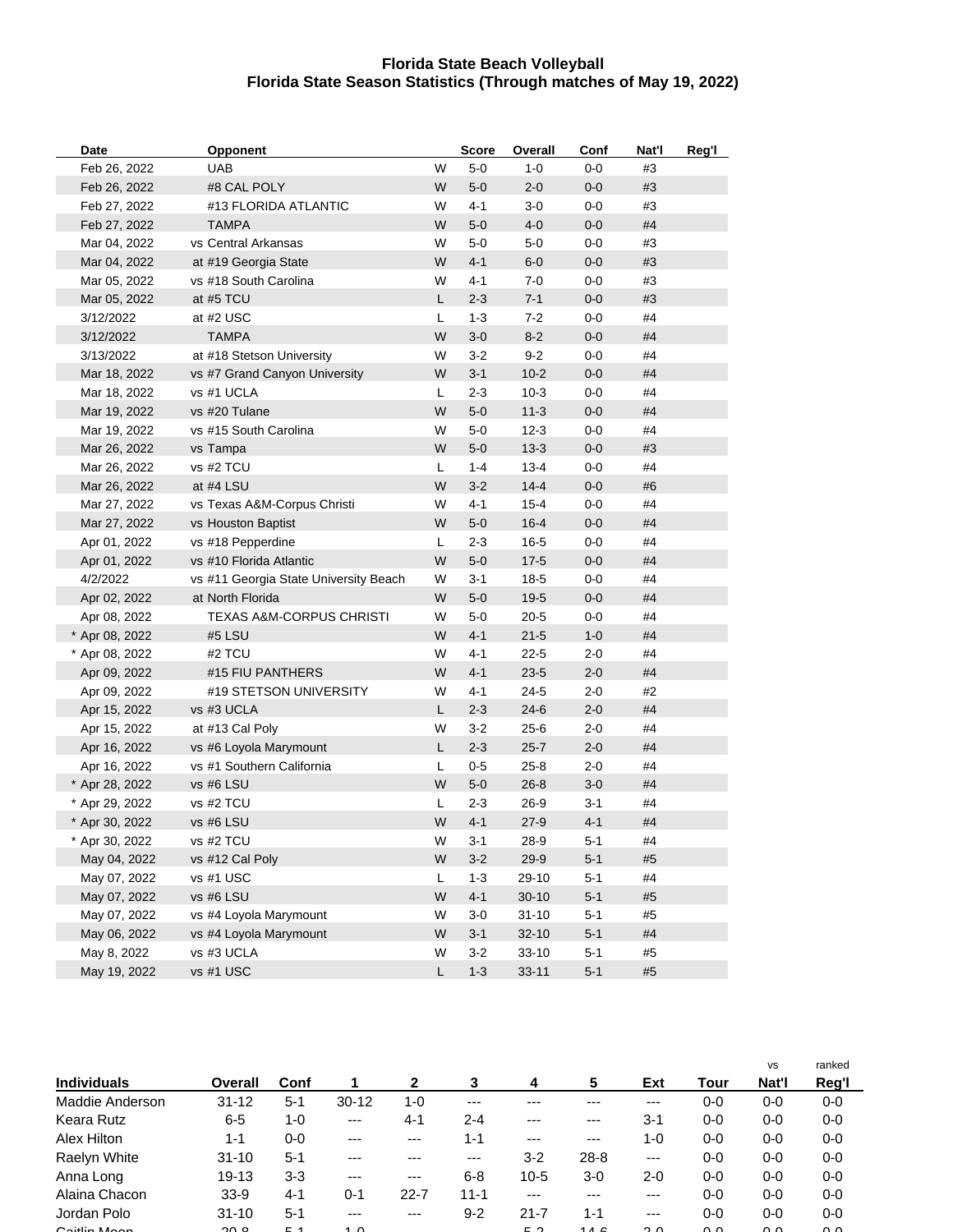**Florida State Beach Volleyball**
**Florida State Season Statistics (Through matches of May 19, 2022)**

| Date | Opponent | | Score | Overall | Conf | Nat'l | Reg'l |
|---|---|---|---|---|---|---|---|
| Feb 26, 2022 | UAB | W | 5-0 | 1-0 | 0-0 | #3 | |
| Feb 26, 2022 | #8 CAL POLY | W | 5-0 | 2-0 | 0-0 | #3 | |
| Feb 27, 2022 | #13 FLORIDA ATLANTIC | W | 4-1 | 3-0 | 0-0 | #3 | |
| Feb 27, 2022 | TAMPA | W | 5-0 | 4-0 | 0-0 | #4 | |
| Mar 04, 2022 | vs Central Arkansas | W | 5-0 | 5-0 | 0-0 | #3 | |
| Mar 04, 2022 | at #19 Georgia State | W | 4-1 | 6-0 | 0-0 | #3 | |
| Mar 05, 2022 | vs #18 South Carolina | W | 4-1 | 7-0 | 0-0 | #3 | |
| Mar 05, 2022 | at #5 TCU | L | 2-3 | 7-1 | 0-0 | #3 | |
| 3/12/2022 | at #2 USC | L | 1-3 | 7-2 | 0-0 | #4 | |
| 3/12/2022 | TAMPA | W | 3-0 | 8-2 | 0-0 | #4 | |
| 3/13/2022 | at #18 Stetson University | W | 3-2 | 9-2 | 0-0 | #4 | |
| Mar 18, 2022 | vs #7 Grand Canyon University | W | 3-1 | 10-2 | 0-0 | #4 | |
| Mar 18, 2022 | vs #1 UCLA | L | 2-3 | 10-3 | 0-0 | #4 | |
| Mar 19, 2022 | vs #20 Tulane | W | 5-0 | 11-3 | 0-0 | #4 | |
| Mar 19, 2022 | vs #15 South Carolina | W | 5-0 | 12-3 | 0-0 | #4 | |
| Mar 26, 2022 | vs Tampa | W | 5-0 | 13-3 | 0-0 | #3 | |
| Mar 26, 2022 | vs #2 TCU | L | 1-4 | 13-4 | 0-0 | #4 | |
| Mar 26, 2022 | at #4 LSU | W | 3-2 | 14-4 | 0-0 | #6 | |
| Mar 27, 2022 | vs Texas A&M-Corpus Christi | W | 4-1 | 15-4 | 0-0 | #4 | |
| Mar 27, 2022 | vs Houston Baptist | W | 5-0 | 16-4 | 0-0 | #4 | |
| Apr 01, 2022 | vs #18 Pepperdine | L | 2-3 | 16-5 | 0-0 | #4 | |
| Apr 01, 2022 | vs #10 Florida Atlantic | W | 5-0 | 17-5 | 0-0 | #4 | |
| 4/2/2022 | vs #11 Georgia State University Beach | W | 3-1 | 18-5 | 0-0 | #4 | |
| Apr 02, 2022 | at North Florida | W | 5-0 | 19-5 | 0-0 | #4 | |
| Apr 08, 2022 | TEXAS A&M-CORPUS CHRISTI | W | 5-0 | 20-5 | 0-0 | #4 | |
| * Apr 08, 2022 | #5 LSU | W | 4-1 | 21-5 | 1-0 | #4 | |
| * Apr 08, 2022 | #2 TCU | W | 4-1 | 22-5 | 2-0 | #4 | |
| Apr 09, 2022 | #15 FIU PANTHERS | W | 4-1 | 23-5 | 2-0 | #4 | |
| Apr 09, 2022 | #19 STETSON UNIVERSITY | W | 4-1 | 24-5 | 2-0 | #2 | |
| Apr 15, 2022 | vs #3 UCLA | L | 2-3 | 24-6 | 2-0 | #4 | |
| Apr 15, 2022 | at #13 Cal Poly | W | 3-2 | 25-6 | 2-0 | #4 | |
| Apr 16, 2022 | vs #6 Loyola Marymount | L | 2-3 | 25-7 | 2-0 | #4 | |
| Apr 16, 2022 | vs #1 Southern California | L | 0-5 | 25-8 | 2-0 | #4 | |
| * Apr 28, 2022 | vs #6 LSU | W | 5-0 | 26-8 | 3-0 | #4 | |
| * Apr 29, 2022 | vs #2 TCU | L | 2-3 | 26-9 | 3-1 | #4 | |
| * Apr 30, 2022 | vs #6 LSU | W | 4-1 | 27-9 | 4-1 | #4 | |
| * Apr 30, 2022 | vs #2 TCU | W | 3-1 | 28-9 | 5-1 | #4 | |
| May 04, 2022 | vs #12 Cal Poly | W | 3-2 | 29-9 | 5-1 | #5 | |
| May 07, 2022 | vs #1 USC | L | 1-3 | 29-10 | 5-1 | #4 | |
| May 07, 2022 | vs #6 LSU | W | 4-1 | 30-10 | 5-1 | #5 | |
| May 07, 2022 | vs #4 Loyola Marymount | W | 3-0 | 31-10 | 5-1 | #5 | |
| May 06, 2022 | vs #4 Loyola Marymount | W | 3-1 | 32-10 | 5-1 | #4 | |
| May 8, 2022 | vs #3 UCLA | W | 3-2 | 33-10 | 5-1 | #5 | |
| May 19, 2022 | vs #1 USC | L | 1-3 | 33-11 | 5-1 | #5 | |

| Individuals | Overall | Conf | 1 | 2 | 3 | 4 | 5 | Ext | Tour | vs Nat'l | ranked Reg'l |
|---|---|---|---|---|---|---|---|---|---|---|---|
| Maddie Anderson | 31-12 | 5-1 | 30-12 | 1-0 | --- | --- | --- | --- | 0-0 | 0-0 | 0-0 |
| Keara Rutz | 6-5 | 1-0 | --- | 4-1 | 2-4 | --- | --- | 3-1 | 0-0 | 0-0 | 0-0 |
| Alex Hilton | 1-1 | 0-0 | --- | --- | 1-1 | --- | --- | 1-0 | 0-0 | 0-0 | 0-0 |
| Raelyn White | 31-10 | 5-1 | --- | --- | --- | 3-2 | 28-8 | --- | 0-0 | 0-0 | 0-0 |
| Anna Long | 19-13 | 3-3 | --- | --- | 6-8 | 10-5 | 3-0 | 2-0 | 0-0 | 0-0 | 0-0 |
| Alaina Chacon | 33-9 | 4-1 | 0-1 | 22-7 | 11-1 | --- | --- | --- | 0-0 | 0-0 | 0-0 |
| Jordan Polo | 31-10 | 5-1 | --- | --- | 9-2 | 21-7 | 1-1 | --- | 0-0 | 0-0 | 0-0 |